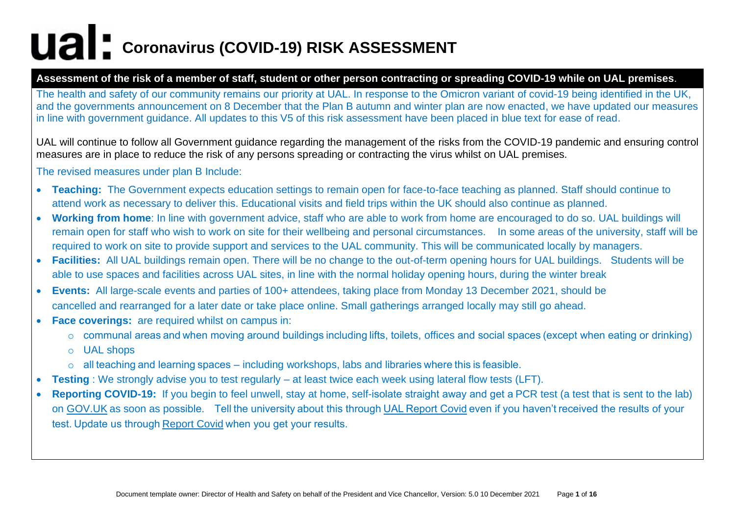# ual: Coronavirus (COVID-19) RISK ASSESSMENT

**Assessment of the risk of a member of staff, student or other person contracting or spreading COVID-19 while on UAL premises**.

The health and safety of our community remains our priority at UAL. In response to the Omicron variant of covid-19 being identified in the UK, and the governments announcement on 8 December that the Plan B autumn and winter plan are now enacted, we have updated our measures in line with government guidance. All updates to this V5 of this risk assessment have been placed in blue text for ease of read.

UAL will continue to follow all Government guidance regarding the management of the risks from the COVID-19 pandemic and ensuring control measures are in place to reduce the risk of any persons spreading or contracting the virus whilst on UAL premises.

The revised measures under plan B Include:

- **Teaching:** The Government expects education settings to remain open for face-to-face teaching as planned. Staff should continue to attend work as necessary to deliver this. Educational visits and field trips within the UK should also continue as planned.
- **Working from home**: In line with government advice, staff who are able to work from home are encouraged to do so. UAL buildings will remain open for staff who wish to work on site for their wellbeing and personal circumstances. In some areas of the university, staff will be required to work on site to provide support and services to the UAL community. This will be communicated locally by managers.
- **Facilities:** All UAL buildings remain open. There will be no change to the out-of-term opening hours for UAL buildings. Students will be able to use spaces and facilities across UAL sites, in line with the normal holiday opening hours, during the winter break
- **Events:** All large-scale events and parties of 100+ attendees, taking place from Monday 13 December 2021, should be cancelled and rearranged for a later date or take place online. Small gatherings arranged locally may still go ahead.
- **Face coverings:** are required whilst on campus in:
  - communal areas and when moving around buildings including lifts, toilets, offices and social spaces (except when eating or drinking)
  - UAL shops
  - all teaching and learning spaces – including workshops, labs and libraries where this is feasible.
- **Testing** : We strongly advise you to test regularly – at least twice each week using lateral flow tests (LFT).
- **Reporting COVID-19:** If you begin to feel unwell, stay at home, self-isolate straight away and get a PCR test (a test that is sent to the lab) on GOV.UK as soon as possible. Tell the university about this through UAL Report Covid even if you haven't received the results of your test. Update us through Report Covid when you get your results.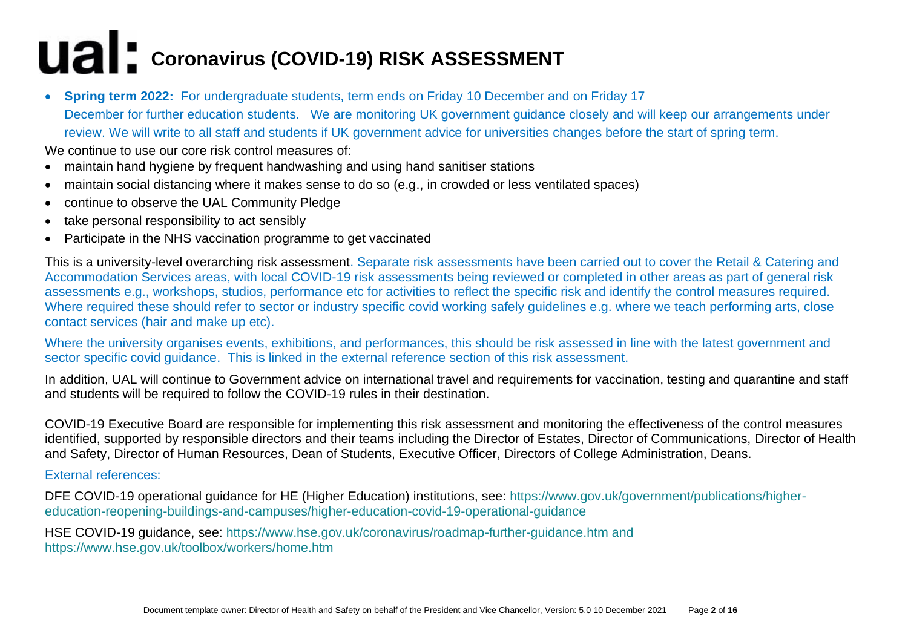# Coronavirus (COVID-19) RISK ASSESSMENT

- **Spring term 2022:** For undergraduate students, term ends on Friday 10 December and on Friday 17 December for further education students. We are monitoring UK government guidance closely and will keep our arrangements under review. We will write to all staff and students if UK government advice for universities changes before the start of spring term.

We continue to use our core risk control measures of:

- maintain hand hygiene by frequent handwashing and using hand sanitiser stations
- maintain social distancing where it makes sense to do so (e.g., in crowded or less ventilated spaces)
- continue to observe the UAL Community Pledge
- take personal responsibility to act sensibly
- Participate in the NHS vaccination programme to get vaccinated

This is a university-level overarching risk assessment. Separate risk assessments have been carried out to cover the Retail & Catering and Accommodation Services areas, with local COVID-19 risk assessments being reviewed or completed in other areas as part of general risk assessments e.g., workshops, studios, performance etc for activities to reflect the specific risk and identify the control measures required. Where required these should refer to sector or industry specific covid working safely guidelines e.g. where we teach performing arts, close contact services (hair and make up etc).

Where the university organises events, exhibitions, and performances, this should be risk assessed in line with the latest government and sector specific covid guidance. This is linked in the external reference section of this risk assessment.

In addition, UAL will continue to Government advice on international travel and requirements for vaccination, testing and quarantine and staff and students will be required to follow the COVID-19 rules in their destination.

COVID-19 Executive Board are responsible for implementing this risk assessment and monitoring the effectiveness of the control measures identified, supported by responsible directors and their teams including the Director of Estates, Director of Communications, Director of Health and Safety, Director of Human Resources, Dean of Students, Executive Officer, Directors of College Administration, Deans.

External references:

DFE COVID-19 operational guidance for HE (Higher Education) institutions, see: https://www.gov.uk/government/publications/higher-education-reopening-buildings-and-campuses/higher-education-covid-19-operational-guidance

HSE COVID-19 guidance, see: https://www.hse.gov.uk/coronavirus/roadmap-further-guidance.htm and https://www.hse.gov.uk/toolbox/workers/home.htm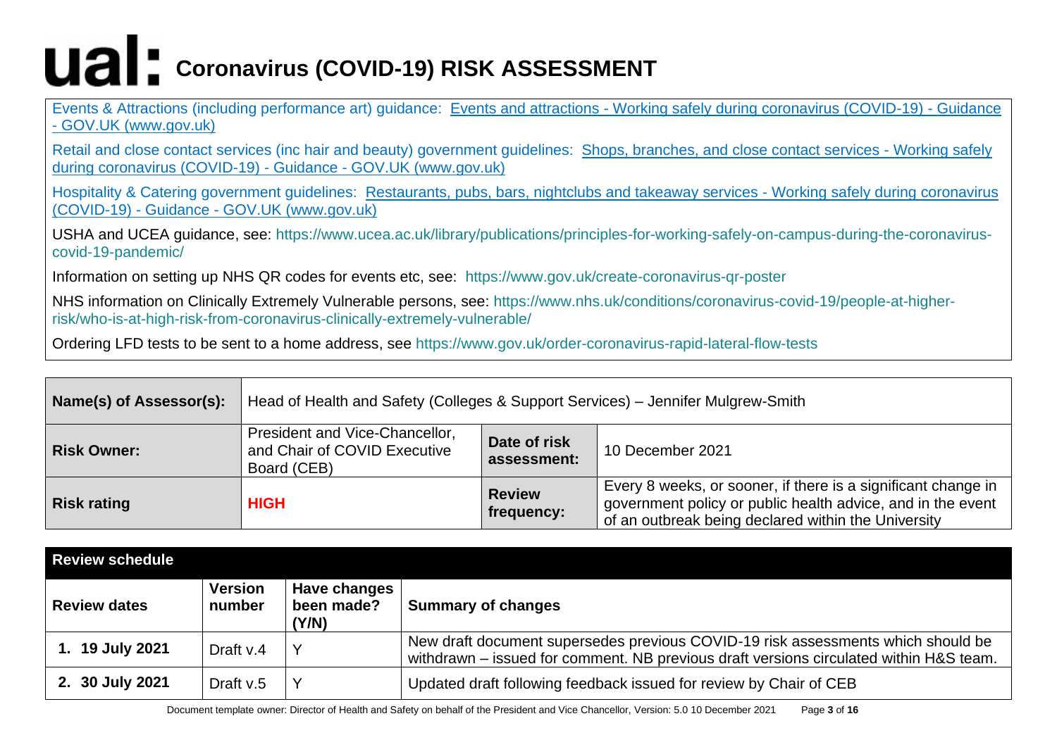# ual: Coronavirus (COVID-19) RISK ASSESSMENT

Events & Attractions (including performance art) guidance: [Events and attractions - Working safely during coronavirus (COVID-19) - Guidance - GOV.UK (www.gov.uk)]

Retail and close contact services (inc hair and beauty) government guidelines: [Shops, branches, and close contact services - Working safely during coronavirus (COVID-19) - Guidance - GOV.UK (www.gov.uk)]

Hospitality & Catering government guidelines: [Restaurants, pubs, bars, nightclubs and takeaway services - Working safely during coronavirus (COVID-19) - Guidance - GOV.UK (www.gov.uk)]

USHA and UCEA guidance, see: https://www.ucea.ac.uk/library/publications/principles-for-working-safely-on-campus-during-the-coronavirus-covid-19-pandemic/

Information on setting up NHS QR codes for events etc, see: https://www.gov.uk/create-coronavirus-qr-poster

NHS information on Clinically Extremely Vulnerable persons, see: https://www.nhs.uk/conditions/coronavirus-covid-19/people-at-higher-risk/who-is-at-high-risk-from-coronavirus-clinically-extremely-vulnerable/

Ordering LFD tests to be sent to a home address, see https://www.gov.uk/order-coronavirus-rapid-lateral-flow-tests

| **Name(s) of Assessor(s):** | Head of Health and Safety (Colleges & Support Services) – Jennifer Mulgrew-Smith | | |
|---|---|---|---|
| **Risk Owner:** | President and Vice-Chancellor, and Chair of COVID Executive Board (CEB) | **Date of risk assessment:** | 10 December 2021 |
| **Risk rating** | **HIGH** | **Review frequency:** | Every 8 weeks, or sooner, if there is a significant change in government policy or public health advice, and in the event of an outbreak being declared within the University |

| **Review schedule** | | | |
|---|---|---|---|
| **Review dates** | **Version number** | **Have changes been made? (Y/N)** | **Summary of changes** |
| **1. 19 July 2021** | Draft v.4 | Y | New draft document supersedes previous COVID-19 risk assessments which should be withdrawn – issued for comment. NB previous draft versions circulated within H&S team. |
| **2. 30 July 2021** | Draft v.5 | Y | Updated draft following feedback issued for review by Chair of CEB |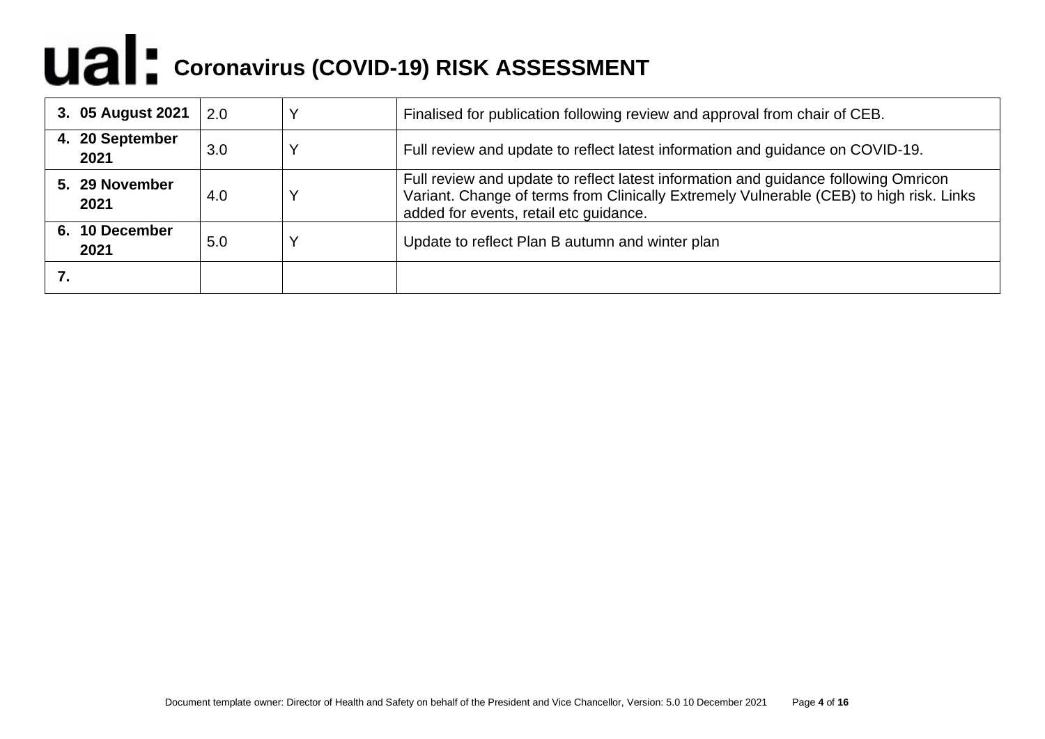# Coronavirus (COVID-19) RISK ASSESSMENT

| | | | |
|---|---|---|---|
| **3. 05 August 2021** | 2.0 | Y | Finalised for publication following review and approval from chair of CEB. |
| **4. 20 September 2021** | 3.0 | Y | Full review and update to reflect latest information and guidance on COVID-19. |
| **5. 29 November 2021** | 4.0 | Y | Full review and update to reflect latest information and guidance following Omricon Variant. Change of terms from Clinically Extremely Vulnerable (CEB) to high risk. Links added for events, retail etc guidance. |
| **6. 10 December 2021** | 5.0 | Y | Update to reflect Plan B autumn and winter plan |
| **7.** | | | |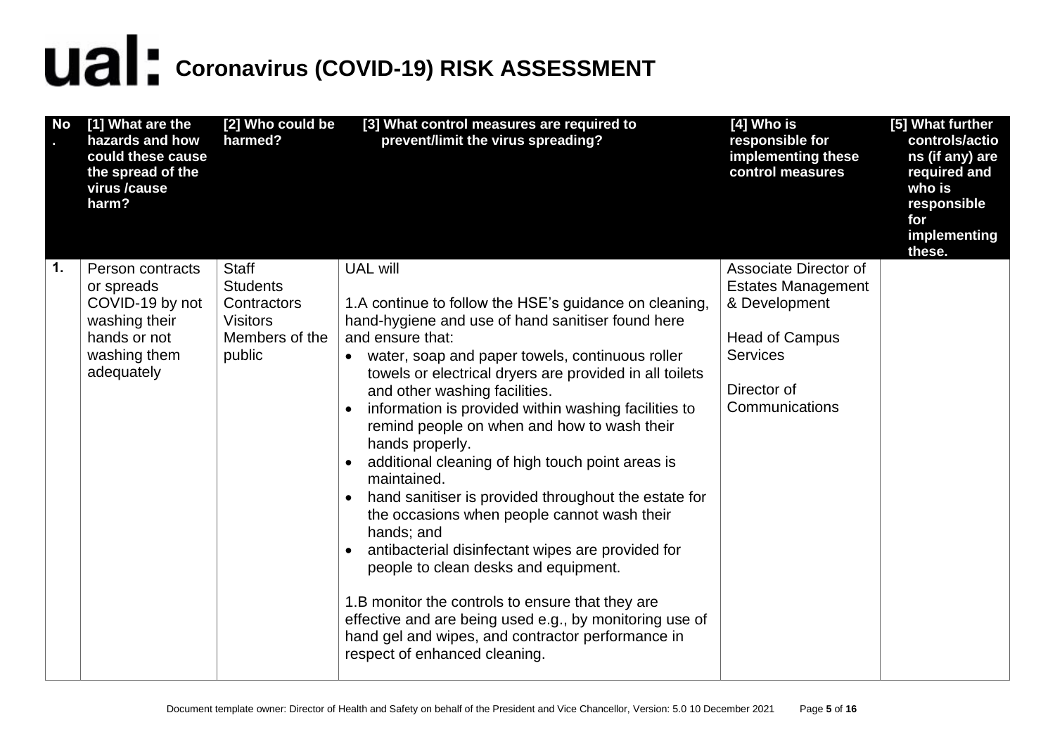# ual: Coronavirus (COVID-19) RISK ASSESSMENT

| No. | [1] What are the hazards and how could these cause the spread of the virus /cause harm? | [2] Who could be harmed? | [3] What control measures are required to prevent/limit the virus spreading? | [4] Who is responsible for implementing these control measures | [5] What further controls/actions (if any) are required and who is responsible for implementing these. |
|---|---|---|---|---|---|
| 1. | Person contracts or spreads COVID-19 by not washing their hands or not washing them adequately | Staff<br>Students<br>Contractors<br>Visitors<br>Members of the public | UAL will<br><br>1.A continue to follow the HSE's guidance on cleaning, hand-hygiene and use of hand sanitiser found here and ensure that:<br>• water, soap and paper towels, continuous roller towels or electrical dryers are provided in all toilets and other washing facilities.<br>• information is provided within washing facilities to remind people on when and how to wash their hands properly.<br>• additional cleaning of high touch point areas is maintained.<br>• hand sanitiser is provided throughout the estate for the occasions when people cannot wash their hands; and<br>• antibacterial disinfectant wipes are provided for people to clean desks and equipment.<br><br>1.B monitor the controls to ensure that they are effective and are being used e.g., by monitoring use of hand gel and wipes, and contractor performance in respect of enhanced cleaning. | Associate Director of Estates Management & Development<br><br>Head of Campus Services<br><br>Director of Communications | |

Document template owner: Director of Health and Safety on behalf of the President and Vice Chancellor, Version: 5.0 10 December 2021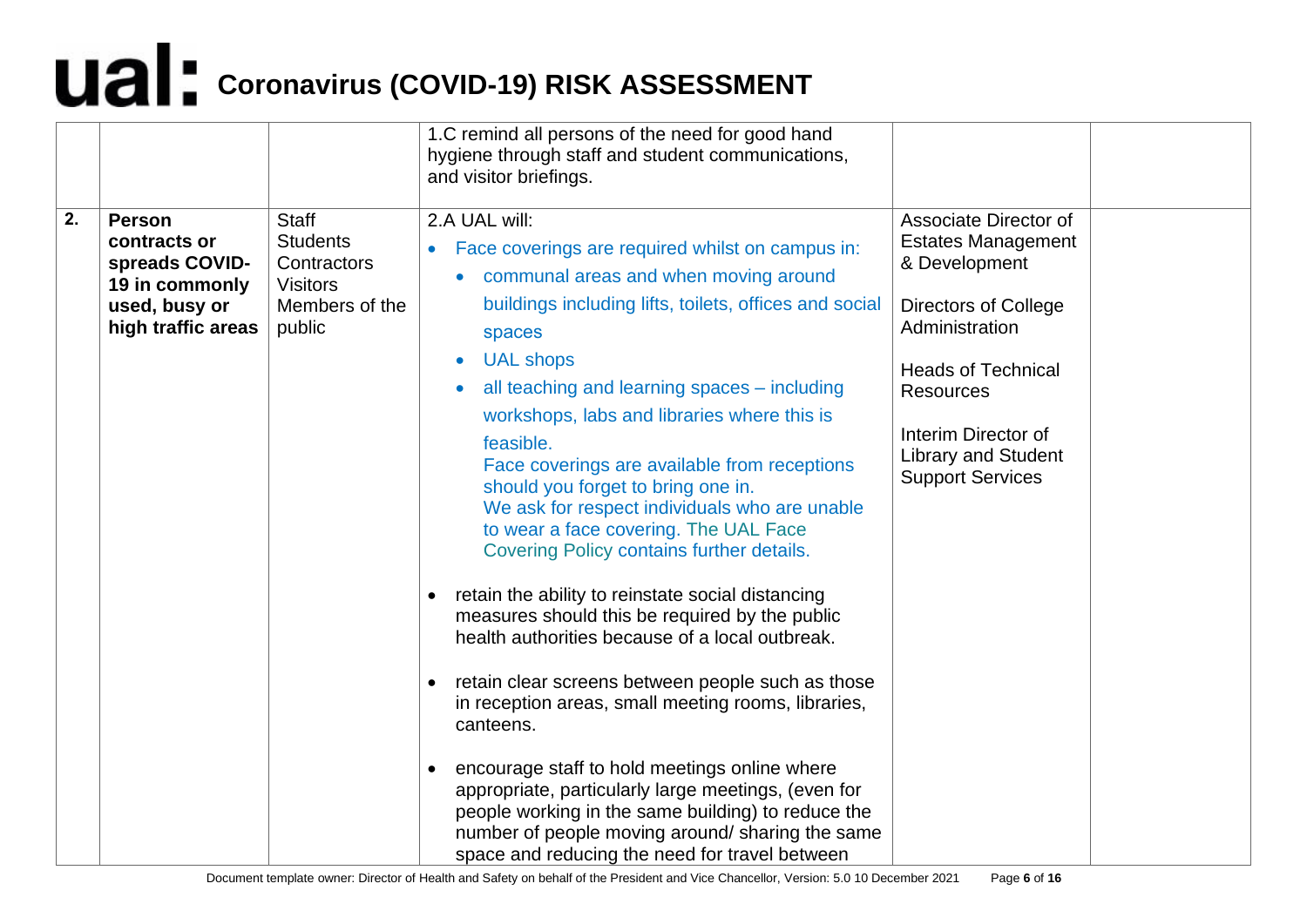# Coronavirus (COVID-19) RISK ASSESSMENT

| | | | | | |
|---|---|---|---|---|---|
| | | | 1.C remind all persons of the need for good hand hygiene through staff and student communications, and visitor briefings. | | |
| **2.** | **Person contracts or spreads COVID-19 in commonly used, busy or high traffic areas** | Staff<br>Students<br>Contractors<br>Visitors<br>Members of the public | 2.A UAL will:<br>• Face coverings are required whilst on campus in:<br>&nbsp;&nbsp;• communal areas and when moving around buildings including lifts, toilets, offices and social spaces<br>&nbsp;&nbsp;• UAL shops<br>&nbsp;&nbsp;• all teaching and learning spaces – including workshops, labs and libraries where this is feasible.<br>&nbsp;&nbsp;Face coverings are available from receptions should you forget to bring one in.<br>&nbsp;&nbsp;We ask for respect individuals who are unable to wear a face covering. The UAL Face Covering Policy contains further details.<br>• retain the ability to reinstate social distancing measures should this be required by the public health authorities because of a local outbreak.<br>• retain clear screens between people such as those in reception areas, small meeting rooms, libraries, canteens.<br>• encourage staff to hold meetings online where appropriate, particularly large meetings, (even for people working in the same building) to reduce the number of people moving around/ sharing the same space and reducing the need for travel between | Associate Director of Estates Management & Development<br><br>Directors of College Administration<br><br>Heads of Technical Resources<br><br>Interim Director of Library and Student Support Services | |

Document template owner: Director of Health and Safety on behalf of the President and Vice Chancellor, Version: 5.0 10 December 2021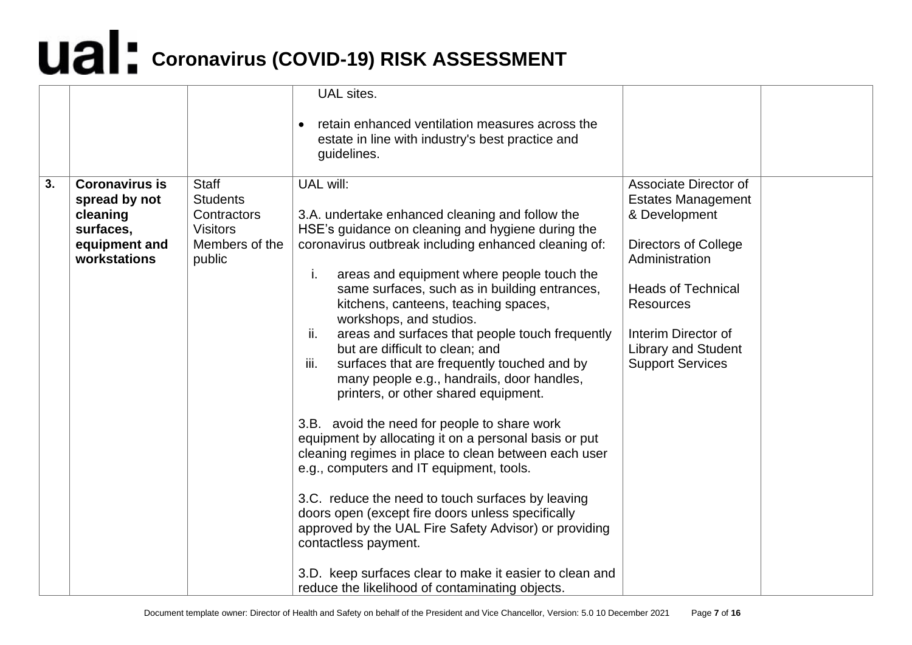# Coronavirus (COVID-19) RISK ASSESSMENT

| | | | | | |
|---|---|---|---|---|---|
| | | | UAL sites.<br><br>• retain enhanced ventilation measures across the estate in line with industry's best practice and guidelines. | | |
| **3.** | **Coronavirus is spread by not cleaning surfaces, equipment and workstations** | Staff<br>Students<br>Contractors<br>Visitors<br>Members of the public | UAL will:<br><br>3.A. undertake enhanced cleaning and follow the HSE's guidance on cleaning and hygiene during the coronavirus outbreak including enhanced cleaning of:<br><br>i. areas and equipment where people touch the same surfaces, such as in building entrances, kitchens, canteens, teaching spaces, workshops, and studios.<br>ii. areas and surfaces that people touch frequently but are difficult to clean; and<br>iii. surfaces that are frequently touched and by many people e.g., handrails, door handles, printers, or other shared equipment.<br><br>3.B. avoid the need for people to share work equipment by allocating it on a personal basis or put cleaning regimes in place to clean between each user e.g., computers and IT equipment, tools.<br><br>3.C. reduce the need to touch surfaces by leaving doors open (except fire doors unless specifically approved by the UAL Fire Safety Advisor) or providing contactless payment.<br><br>3.D. keep surfaces clear to make it easier to clean and reduce the likelihood of contaminating objects. | Associate Director of Estates Management & Development<br><br>Directors of College Administration<br><br>Heads of Technical Resources<br><br>Interim Director of Library and Student Support Services | |

Document template owner: Director of Health and Safety on behalf of the President and Vice Chancellor, Version: 5.0 10 December 2021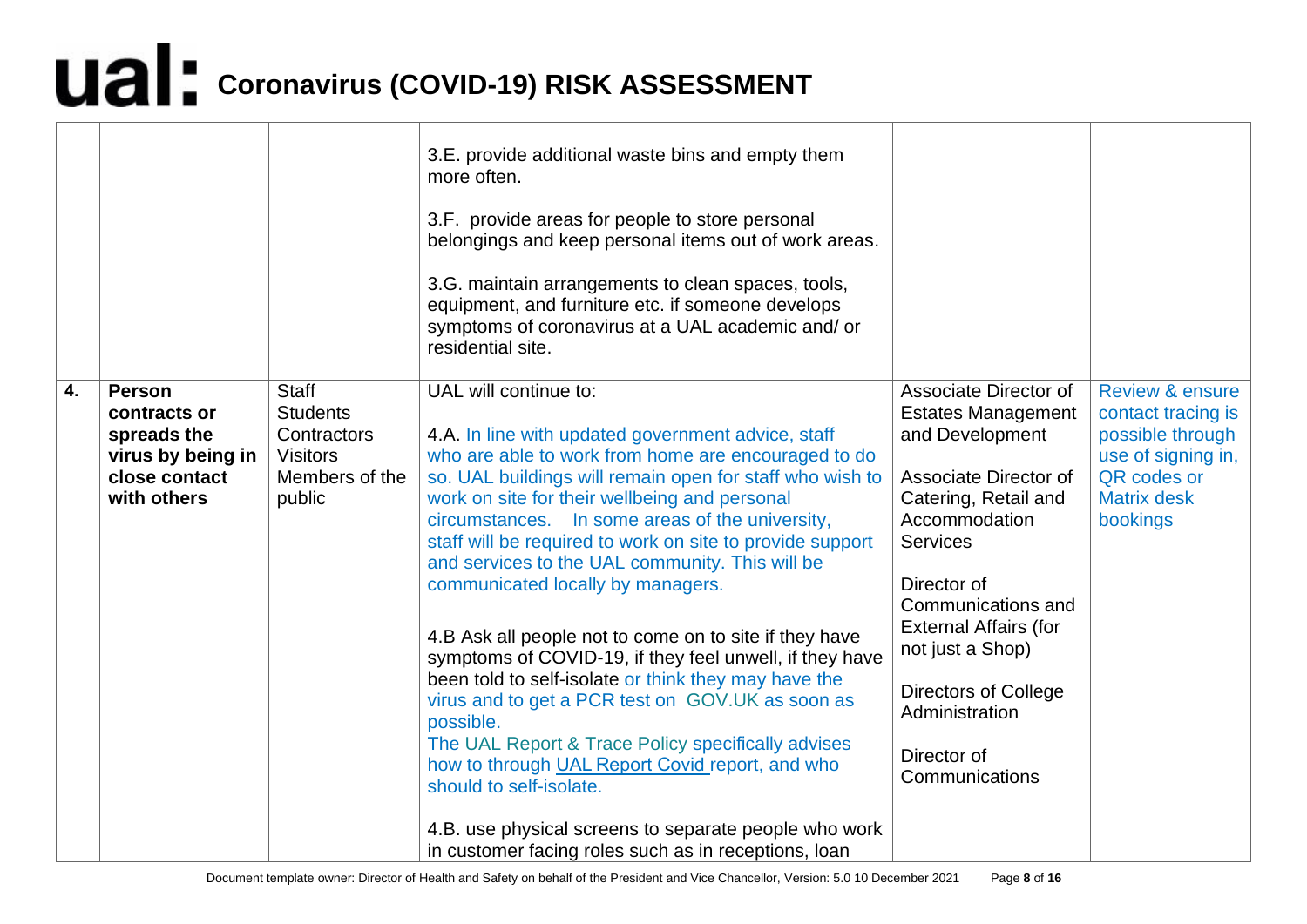| | | | | | |
|---|---|---|---|---|---|
| | | | 3.E. provide additional waste bins and empty them more often.<br><br>3.F. provide areas for people to store personal belongings and keep personal items out of work areas.<br><br>3.G. maintain arrangements to clean spaces, tools, equipment, and furniture etc. if someone develops symptoms of coronavirus at a UAL academic and/ or residential site. | | |
| **4.** | **Person contracts or spreads the virus by being in close contact with others** | Staff<br>Students<br>Contractors<br>Visitors<br>Members of the public | UAL will continue to:<br><br>4.A. In line with updated government advice, staff who are able to work from home are encouraged to do so. UAL buildings will remain open for staff who wish to work on site for their wellbeing and personal circumstances. In some areas of the university, staff will be required to work on site to provide support and services to the UAL community. This will be communicated locally by managers.<br><br>4.B Ask all people not to come on to site if they have symptoms of COVID-19, if they feel unwell, if they have been told to self-isolate or think they may have the virus and to get a PCR test on GOV.UK as soon as possible.<br>The UAL Report & Trace Policy specifically advises how to through UAL Report Covid report, and who should to self-isolate.<br><br>4.B. use physical screens to separate people who work in customer facing roles such as in receptions, loan | Associate Director of Estates Management and Development<br><br>Associate Director of Catering, Retail and Accommodation Services<br><br>Director of Communications and External Affairs (for not just a Shop)<br><br>Directors of College Administration<br><br>Director of Communications | Review & ensure contact tracing is possible through use of signing in, QR codes or Matrix desk bookings |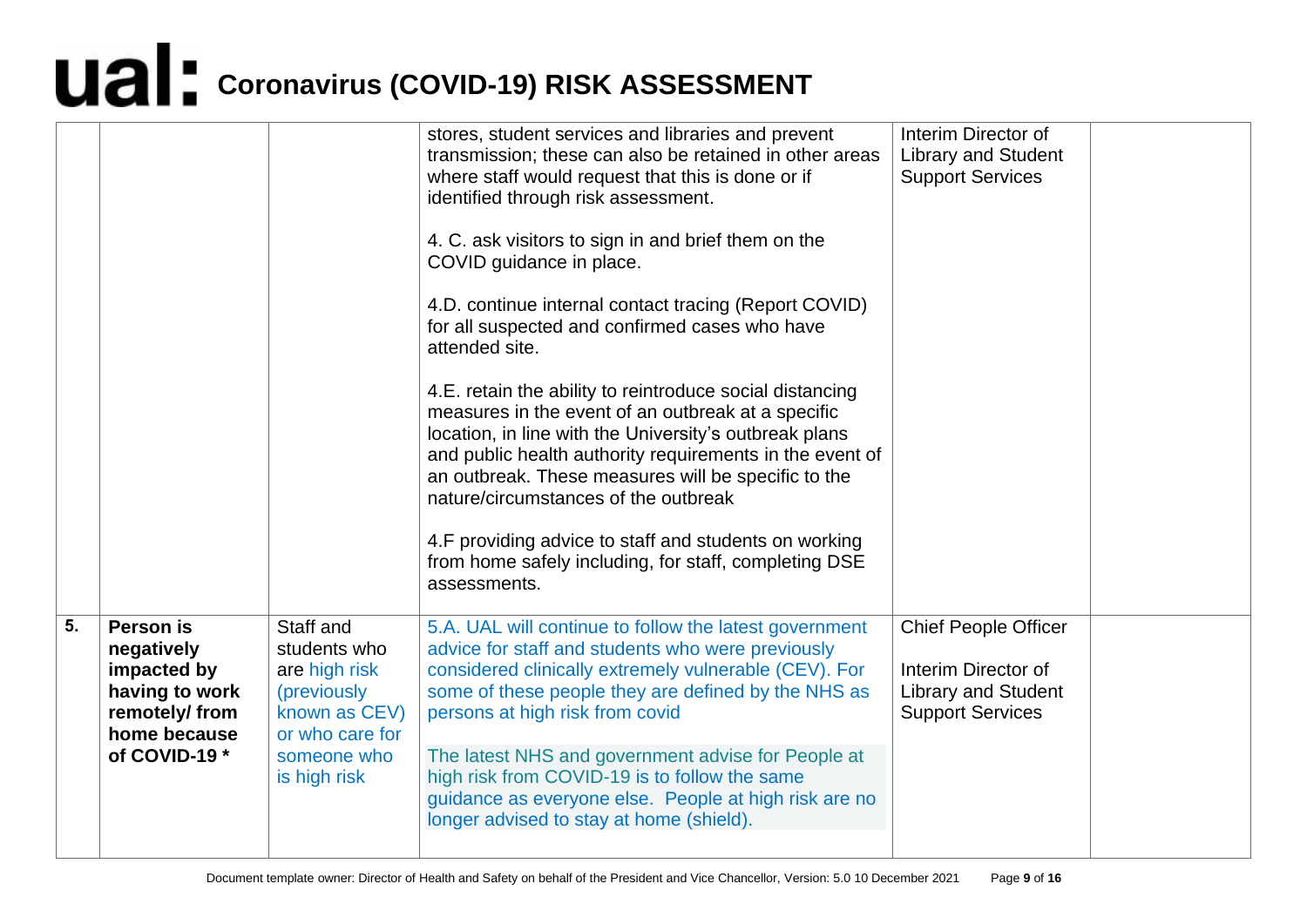# Coronavirus (COVID-19) RISK ASSESSMENT

| | | | | | |
|---|---|---|---|---|---|
| | | | stores, student services and libraries and prevent transmission; these can also be retained in other areas where staff would request that this is done or if identified through risk assessment.<br><br>4. C. ask visitors to sign in and brief them on the COVID guidance in place.<br><br>4.D. continue internal contact tracing (Report COVID) for all suspected and confirmed cases who have attended site.<br><br>4.E. retain the ability to reintroduce social distancing measures in the event of an outbreak at a specific location, in line with the University's outbreak plans and public health authority requirements in the event of an outbreak. These measures will be specific to the nature/circumstances of the outbreak<br><br>4.F providing advice to staff and students on working from home safely including, for staff, completing DSE assessments. | Interim Director of Library and Student Support Services | |
| **5.** | **Person is negatively impacted by having to work remotely/ from home because of COVID-19 *** | Staff and students who are high risk (previously known as CEV) or who care for someone who is high risk | 5.A. UAL will continue to follow the latest government advice for staff and students who were previously considered clinically extremely vulnerable (CEV). For some of these people they are defined by the NHS as persons at high risk from covid<br><br>The latest NHS and government advise for People at high risk from COVID-19 is to follow the same guidance as everyone else. People at high risk are no longer advised to stay at home (shield). | Chief People Officer<br><br>Interim Director of Library and Student Support Services | |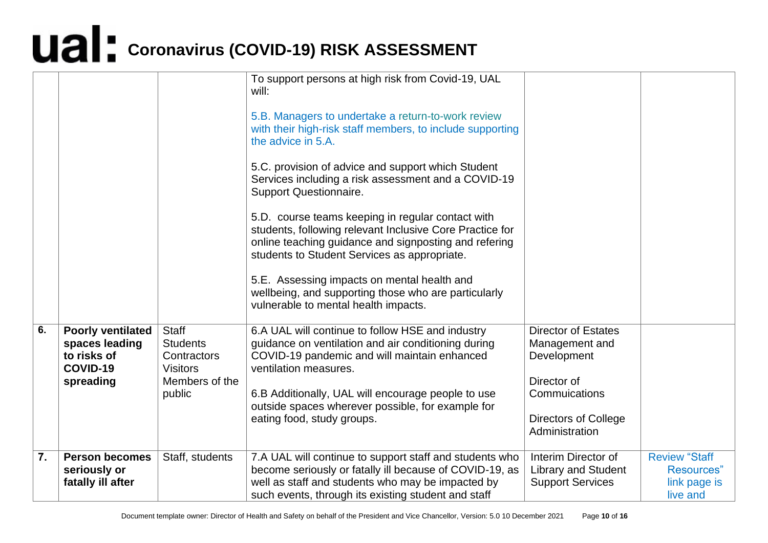# Coronavirus (COVID-19) RISK ASSESSMENT

| | | | | | |
|---|---|---|---|---|---|
| | | | To support persons at high risk from Covid-19, UAL will:<br><br>5.B. Managers to undertake a return-to-work review with their high-risk staff members, to include supporting the advice in 5.A.<br><br>5.C. provision of advice and support which Student Services including a risk assessment and a COVID-19 Support Questionnaire.<br><br>5.D. course teams keeping in regular contact with students, following relevant Inclusive Core Practice for online teaching guidance and signposting and refering students to Student Services as appropriate.<br><br>5.E. Assessing impacts on mental health and wellbeing, and supporting those who are particularly vulnerable to mental health impacts. | | |
| **6.** | **Poorly ventilated spaces leading to risks of COVID-19 spreading** | Staff<br>Students<br>Contractors<br>Visitors<br>Members of the public | 6.A UAL will continue to follow HSE and industry guidance on ventilation and air conditioning during COVID-19 pandemic and will maintain enhanced ventilation measures.<br><br>6.B Additionally, UAL will encourage people to use outside spaces wherever possible, for example for eating food, study groups. | Director of Estates Management and Development<br><br>Director of Commuications<br><br>Directors of College Administration | |
| **7.** | **Person becomes seriously or fatally ill after** | Staff, students | 7.A UAL will continue to support staff and students who become seriously or fatally ill because of COVID-19, as well as staff and students who may be impacted by such events, through its existing student and staff | Interim Director of Library and Student Support Services | Review "Staff Resources" link page is live and |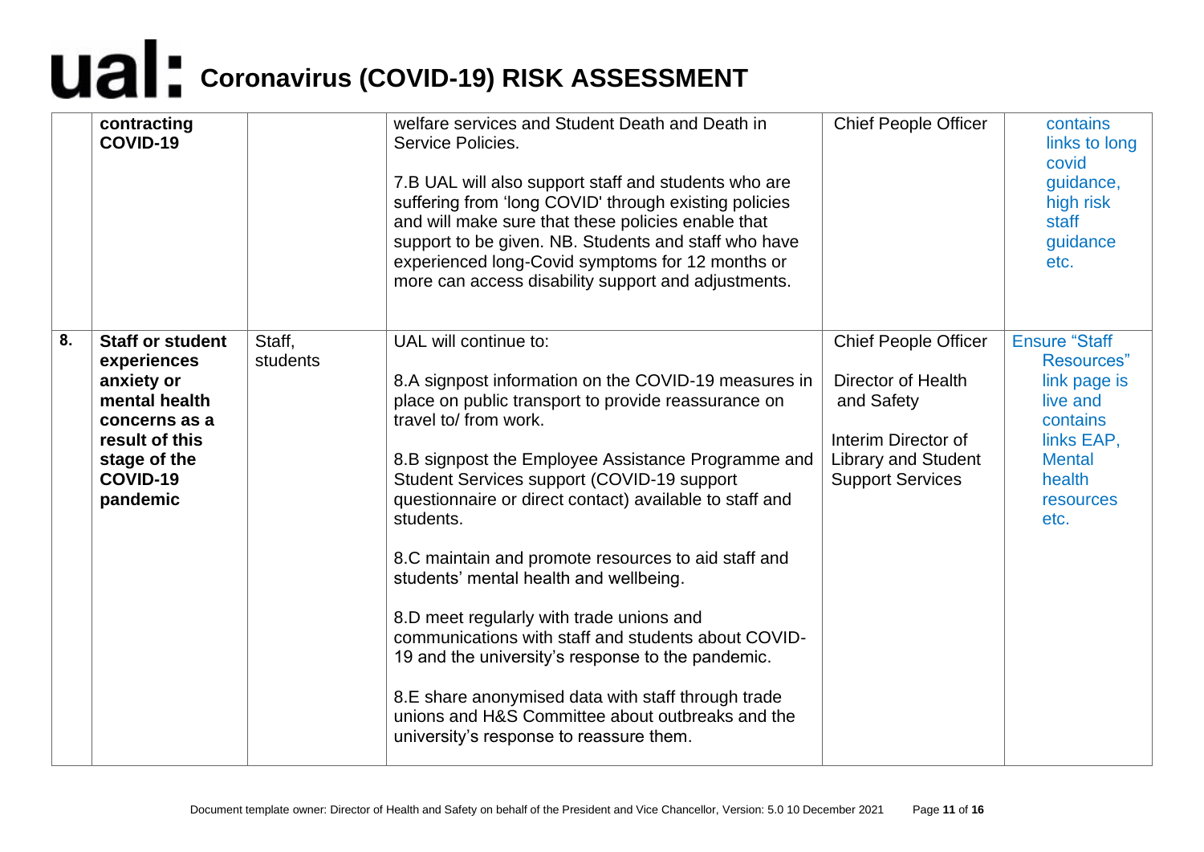# Coronavirus (COVID-19) RISK ASSESSMENT

| | | | | | |
|---|---|---|---|---|---|
| | **contracting COVID-19** | | welfare services and Student Death and Death in Service Policies.<br><br>7.B UAL will also support staff and students who are suffering from 'long COVID' through existing policies and will make sure that these policies enable that support to be given. NB. Students and staff who have experienced long-Covid symptoms for 12 months or more can access disability support and adjustments. | Chief People Officer | contains links to long covid guidance, high risk staff guidance etc. |
| **8.** | **Staff or student experiences anxiety or mental health concerns as a result of this stage of the COVID-19 pandemic** | Staff, students | UAL will continue to:<br><br>8.A signpost information on the COVID-19 measures in place on public transport to provide reassurance on travel to/ from work.<br><br>8.B signpost the Employee Assistance Programme and Student Services support (COVID-19 support questionnaire or direct contact) available to staff and students.<br><br>8.C maintain and promote resources to aid staff and students' mental health and wellbeing.<br><br>8.D meet regularly with trade unions and communications with staff and students about COVID-19 and the university's response to the pandemic.<br><br>8.E share anonymised data with staff through trade unions and H&S Committee about outbreaks and the university's response to reassure them. | Chief People Officer<br><br>Director of Health and Safety<br><br>Interim Director of Library and Student Support Services | Ensure "Staff Resources" link page is live and contains links EAP, Mental health resources etc. |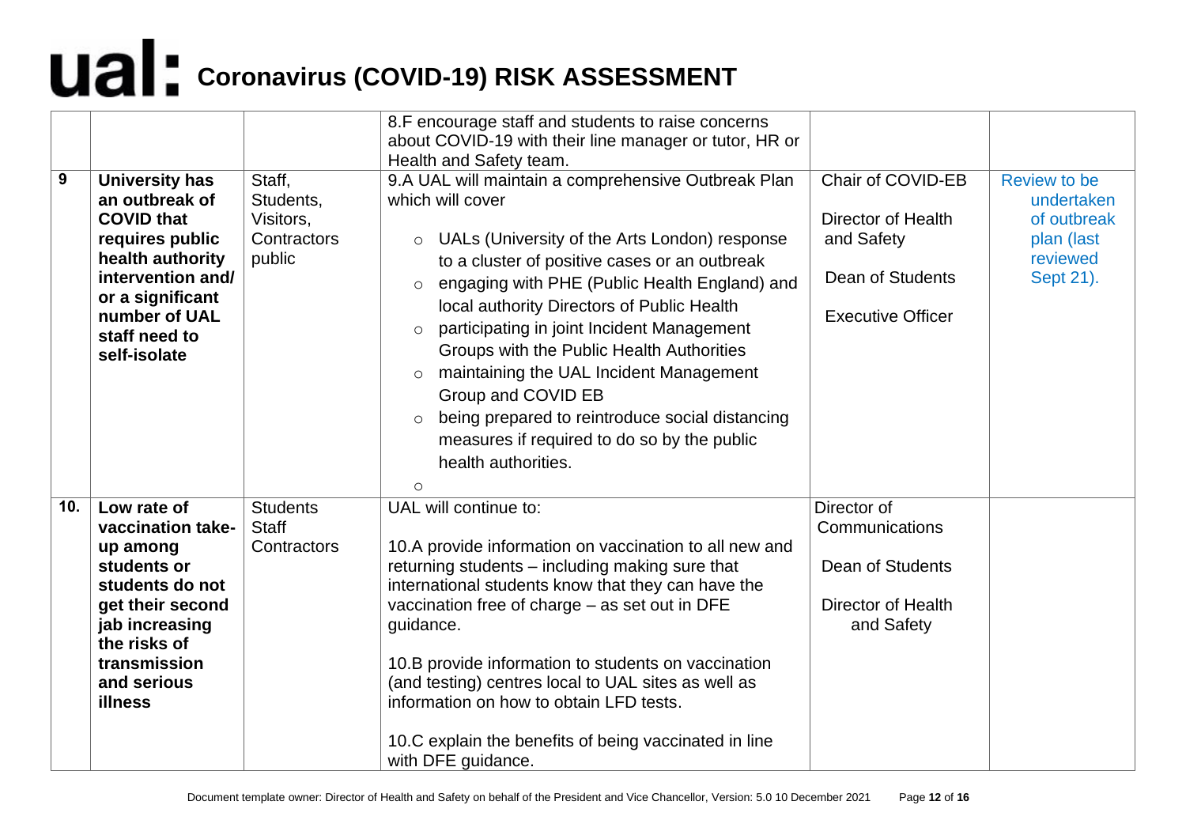| | | | | | |
|---|---|---|---|---|---|
| | | | 8.F encourage staff and students to raise concerns about COVID-19 with their line manager or tutor, HR or Health and Safety team. | | |
| **9** | **University has an outbreak of COVID that requires public health authority intervention and/ or a significant number of UAL staff need to self-isolate** | Staff, Students, Visitors, Contractors public | 9.A UAL will maintain a comprehensive Outbreak Plan which will cover<br>○ UALs (University of the Arts London) response to a cluster of positive cases or an outbreak<br>○ engaging with PHE (Public Health England) and local authority Directors of Public Health<br>○ participating in joint Incident Management Groups with the Public Health Authorities<br>○ maintaining the UAL Incident Management Group and COVID EB<br>○ being prepared to reintroduce social distancing measures if required to do so by the public health authorities.<br>○ | Chair of COVID-EB<br><br>Director of Health and Safety<br><br>Dean of Students<br><br>Executive Officer | Review to be undertaken of outbreak plan (last reviewed Sept 21). |
| **10.** | **Low rate of vaccination take-up among students or students do not get their second jab increasing the risks of transmission and serious illness** | Students<br>Staff<br>Contractors | UAL will continue to:<br><br>10.A provide information on vaccination to all new and returning students – including making sure that international students know that they can have the vaccination free of charge – as set out in DFE guidance.<br><br>10.B provide information to students on vaccination (and testing) centres local to UAL sites as well as information on how to obtain LFD tests.<br><br>10.C explain the benefits of being vaccinated in line with DFE guidance. | Director of Communications<br><br>Dean of Students<br><br>Director of Health and Safety | |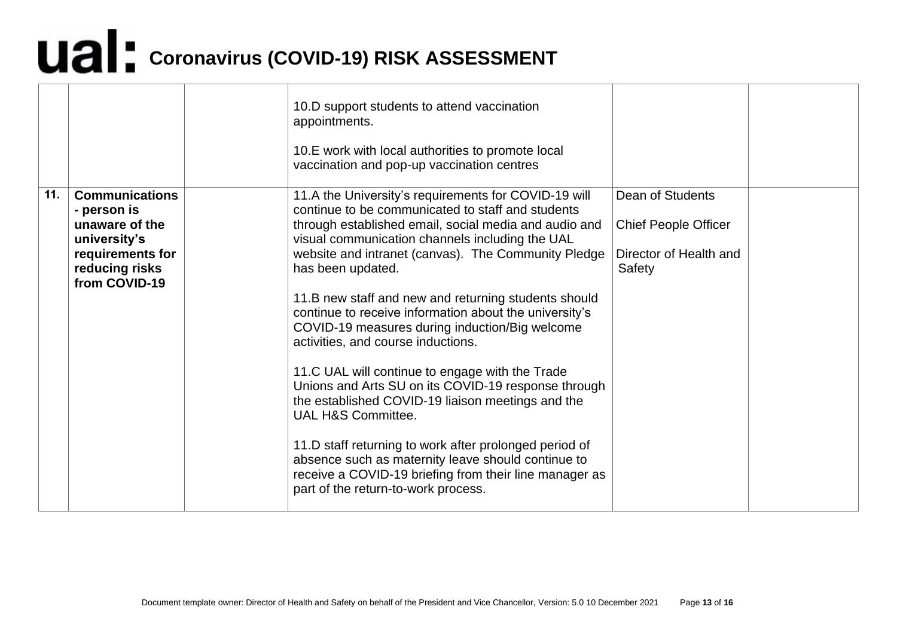# Coronavirus (COVID-19) RISK ASSESSMENT

| | | | | | |
|---|---|---|---|---|---|
| | | | 10.D support students to attend vaccination appointments.<br><br>10.E work with local authorities to promote local vaccination and pop-up vaccination centres | | |
| **11.** | **Communications - person is unaware of the university's requirements for reducing risks from COVID-19** | | 11.A the University's requirements for COVID-19 will continue to be communicated to staff and students through established email, social media and audio and visual communication channels including the UAL website and intranet (canvas). The Community Pledge has been updated.<br><br>11.B new staff and new and returning students should continue to receive information about the university's COVID-19 measures during induction/Big welcome activities, and course inductions.<br><br>11.C UAL will continue to engage with the Trade Unions and Arts SU on its COVID-19 response through the established COVID-19 liaison meetings and the UAL H&S Committee.<br><br>11.D staff returning to work after prolonged period of absence such as maternity leave should continue to receive a COVID-19 briefing from their line manager as part of the return-to-work process. | Dean of Students<br><br>Chief People Officer<br><br>Director of Health and Safety | |

Document template owner: Director of Health and Safety on behalf of the President and Vice Chancellor, Version: 5.0 10 December 2021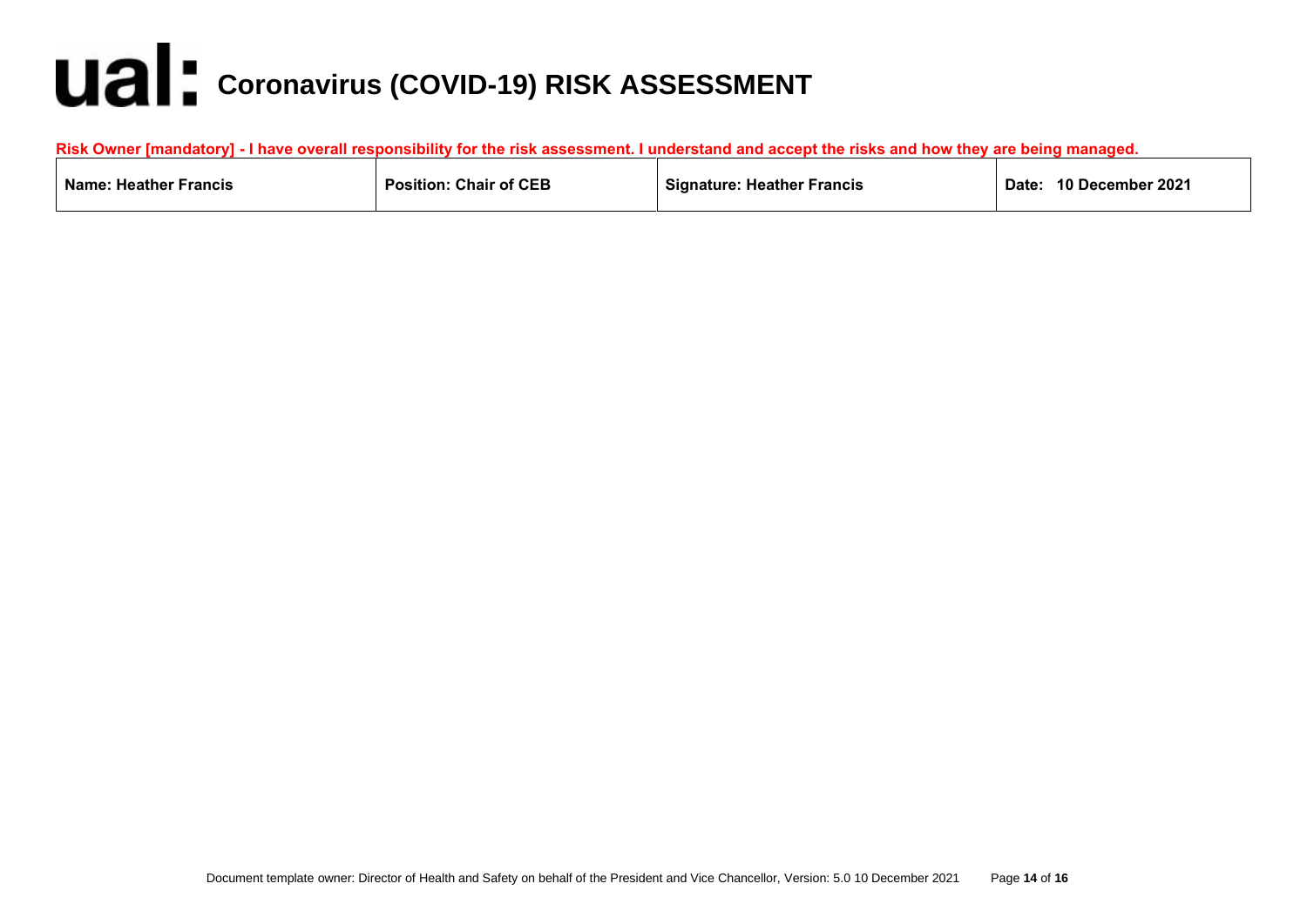# Coronavirus (COVID-19) RISK ASSESSMENT

**Risk Owner [mandatory] - I have overall responsibility for the risk assessment. I understand and accept the risks and how they are being managed.**

| Name: Heather Francis | Position: Chair of CEB | Signature: Heather Francis | Date: 10 December 2021 |
|---|---|---|---|

Document template owner: Director of Health and Safety on behalf of the President and Vice Chancellor, Version: 5.0 10 December 2021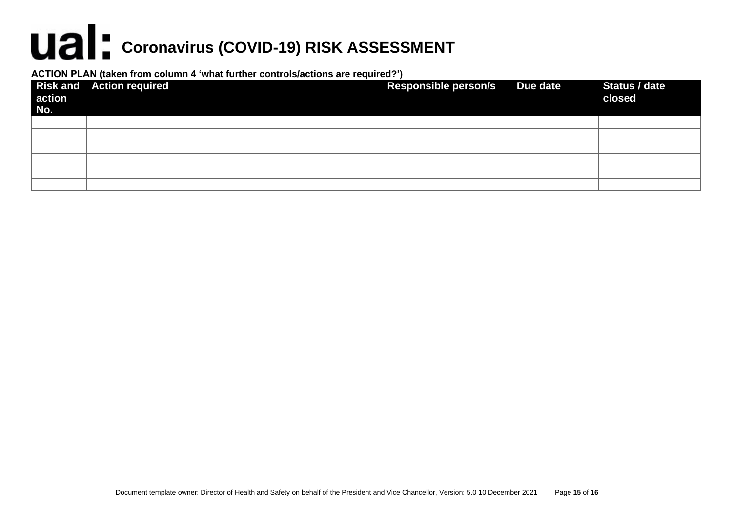# Coronavirus (COVID-19) RISK ASSESSMENT

**ACTION PLAN (taken from column 4 'what further controls/actions are required?')**

| Risk and action No. | Action required | Responsible person/s | Due date | Status / date closed |
|---|---|---|---|---|
| | | | | |
| | | | | |
| | | | | |
| | | | | |
| | | | | |
| | | | | |

Document template owner: Director of Health and Safety on behalf of the President and Vice Chancellor, Version: 5.0 10 December 2021